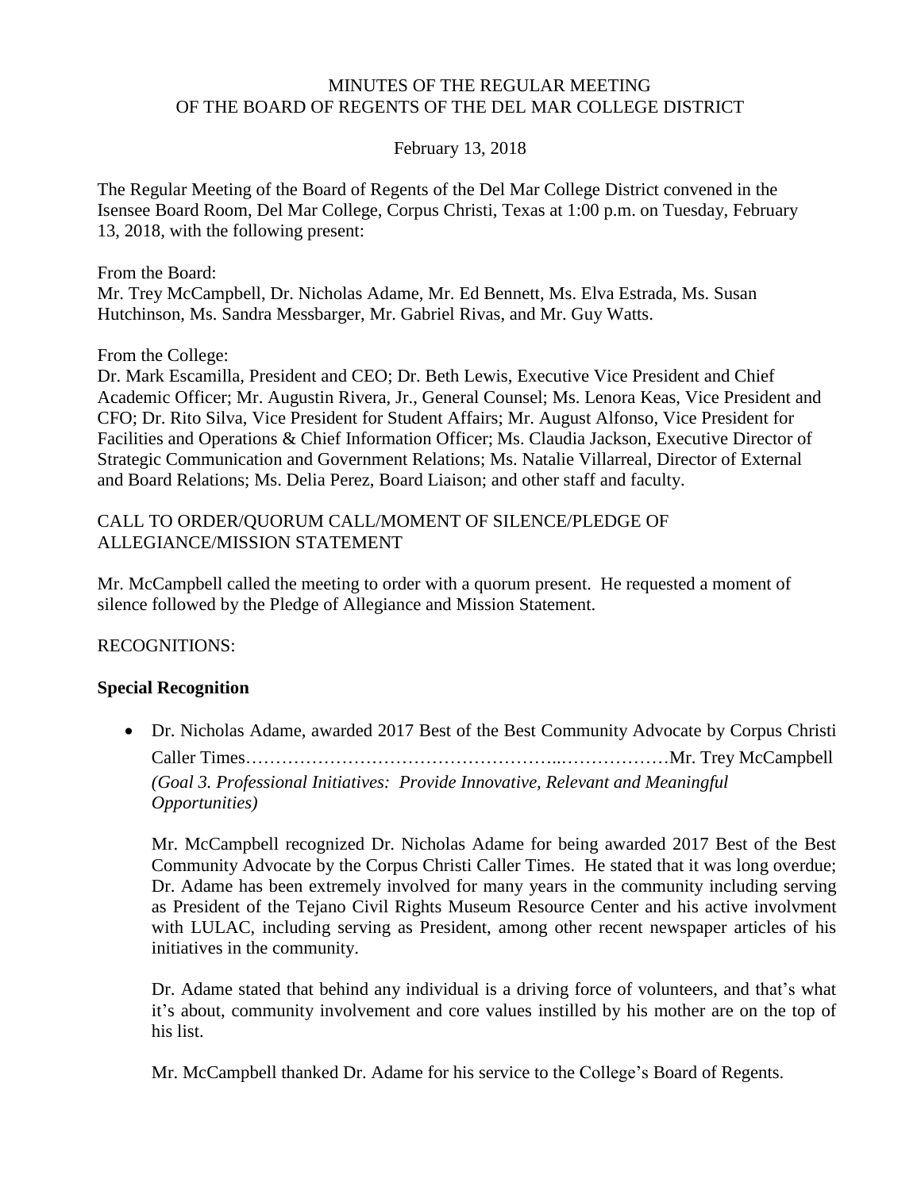# MINUTES OF THE REGULAR MEETING OF THE BOARD OF REGENTS OF THE DEL MAR COLLEGE DISTRICT

February 13, 2018

The Regular Meeting of the Board of Regents of the Del Mar College District convened in the Isensee Board Room, Del Mar College, Corpus Christi, Texas at 1:00 p.m. on Tuesday, February 13, 2018, with the following present:

From the Board:
Mr. Trey McCampbell, Dr. Nicholas Adame, Mr. Ed Bennett, Ms. Elva Estrada, Ms. Susan Hutchinson, Ms. Sandra Messbarger, Mr. Gabriel Rivas, and Mr. Guy Watts.

From the College:
Dr. Mark Escamilla, President and CEO; Dr. Beth Lewis, Executive Vice President and Chief Academic Officer; Mr. Augustin Rivera, Jr., General Counsel; Ms. Lenora Keas, Vice President and CFO; Dr. Rito Silva, Vice President for Student Affairs; Mr. August Alfonso, Vice President for Facilities and Operations & Chief Information Officer; Ms. Claudia Jackson, Executive Director of Strategic Communication and Government Relations; Ms. Natalie Villarreal, Director of External and Board Relations; Ms. Delia Perez, Board Liaison; and other staff and faculty.

CALL TO ORDER/QUORUM CALL/MOMENT OF SILENCE/PLEDGE OF ALLEGIANCE/MISSION STATEMENT

Mr. McCampbell called the meeting to order with a quorum present. He requested a moment of silence followed by the Pledge of Allegiance and Mission Statement.

RECOGNITIONS:

**Special Recognition**

- Dr. Nicholas Adame, awarded 2017 Best of the Best Community Advocate by Corpus Christi Caller Times……………………………………………..………………Mr. Trey McCampbell
  *(Goal 3. Professional Initiatives: Provide Innovative, Relevant and Meaningful Opportunities)*

  Mr. McCampbell recognized Dr. Nicholas Adame for being awarded 2017 Best of the Best Community Advocate by the Corpus Christi Caller Times. He stated that it was long overdue; Dr. Adame has been extremely involved for many years in the community including serving as President of the Tejano Civil Rights Museum Resource Center and his active involvment with LULAC, including serving as President, among other recent newspaper articles of his initiatives in the community.

  Dr. Adame stated that behind any individual is a driving force of volunteers, and that's what it's about, community involvement and core values instilled by his mother are on the top of his list.

  Mr. McCampbell thanked Dr. Adame for his service to the College's Board of Regents.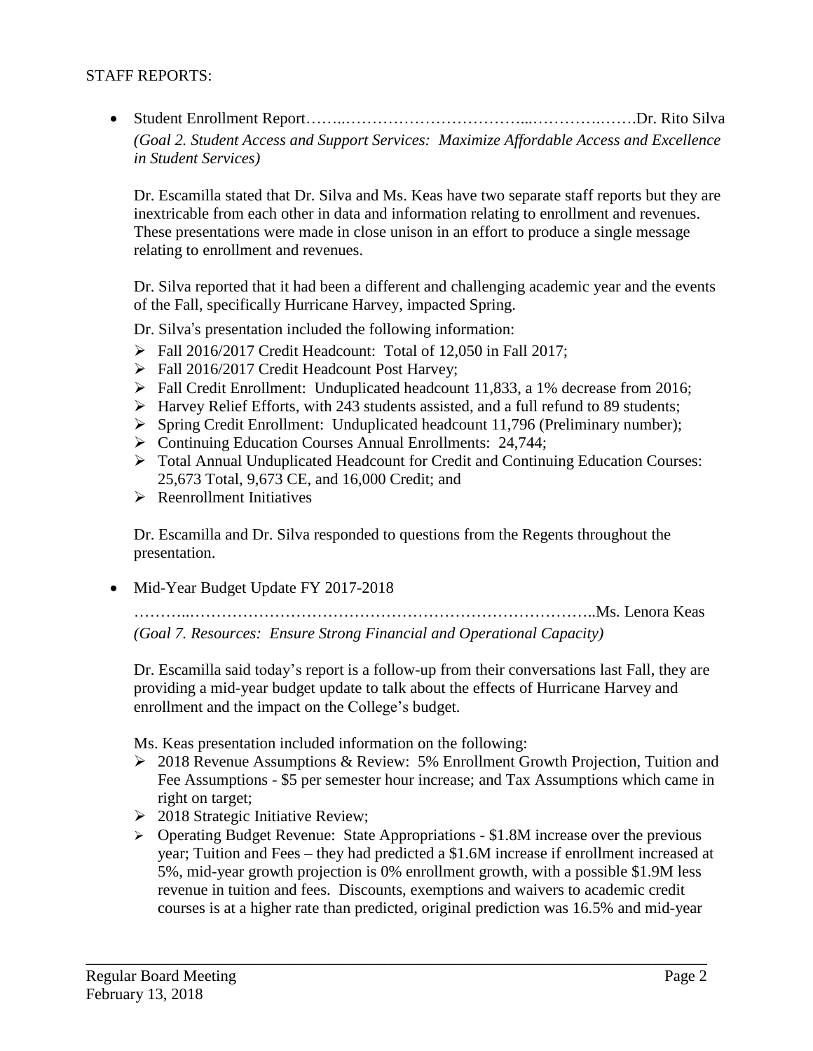STAFF REPORTS:

- Student Enrollment Report……..……………………………...…………..…….Dr. Rito Silva
  *(Goal 2. Student Access and Support Services: Maximize Affordable Access and Excellence in Student Services)*

  Dr. Escamilla stated that Dr. Silva and Ms. Keas have two separate staff reports but they are inextricable from each other in data and information relating to enrollment and revenues. These presentations were made in close unison in an effort to produce a single message relating to enrollment and revenues.

  Dr. Silva reported that it had been a different and challenging academic year and the events of the Fall, specifically Hurricane Harvey, impacted Spring.

  Dr. Silva's presentation included the following information:

  - Fall 2016/2017 Credit Headcount: Total of 12,050 in Fall 2017;
  - Fall 2016/2017 Credit Headcount Post Harvey;
  - Fall Credit Enrollment: Unduplicated headcount 11,833, a 1% decrease from 2016;
  - Harvey Relief Efforts, with 243 students assisted, and a full refund to 89 students;
  - Spring Credit Enrollment: Unduplicated headcount 11,796 (Preliminary number);
  - Continuing Education Courses Annual Enrollments: 24,744;
  - Total Annual Unduplicated Headcount for Credit and Continuing Education Courses: 25,673 Total, 9,673 CE, and 16,000 Credit; and
  - Reenrollment Initiatives

  Dr. Escamilla and Dr. Silva responded to questions from the Regents throughout the presentation.

- Mid-Year Budget Update FY 2017-2018

  ………..……………………………………………………………………..Ms. Lenora Keas
  *(Goal 7. Resources: Ensure Strong Financial and Operational Capacity)*

  Dr. Escamilla said today's report is a follow-up from their conversations last Fall, they are providing a mid-year budget update to talk about the effects of Hurricane Harvey and enrollment and the impact on the College's budget.

  Ms. Keas presentation included information on the following:

  - 2018 Revenue Assumptions & Review: 5% Enrollment Growth Projection, Tuition and Fee Assumptions - $5 per semester hour increase; and Tax Assumptions which came in right on target;
  - 2018 Strategic Initiative Review;
  - Operating Budget Revenue: State Appropriations - $1.8M increase over the previous year; Tuition and Fees – they had predicted a $1.6M increase if enrollment increased at 5%, mid-year growth projection is 0% enrollment growth, with a possible $1.9M less revenue in tuition and fees. Discounts, exemptions and waivers to academic credit courses is at a higher rate than predicted, original prediction was 16.5% and mid-year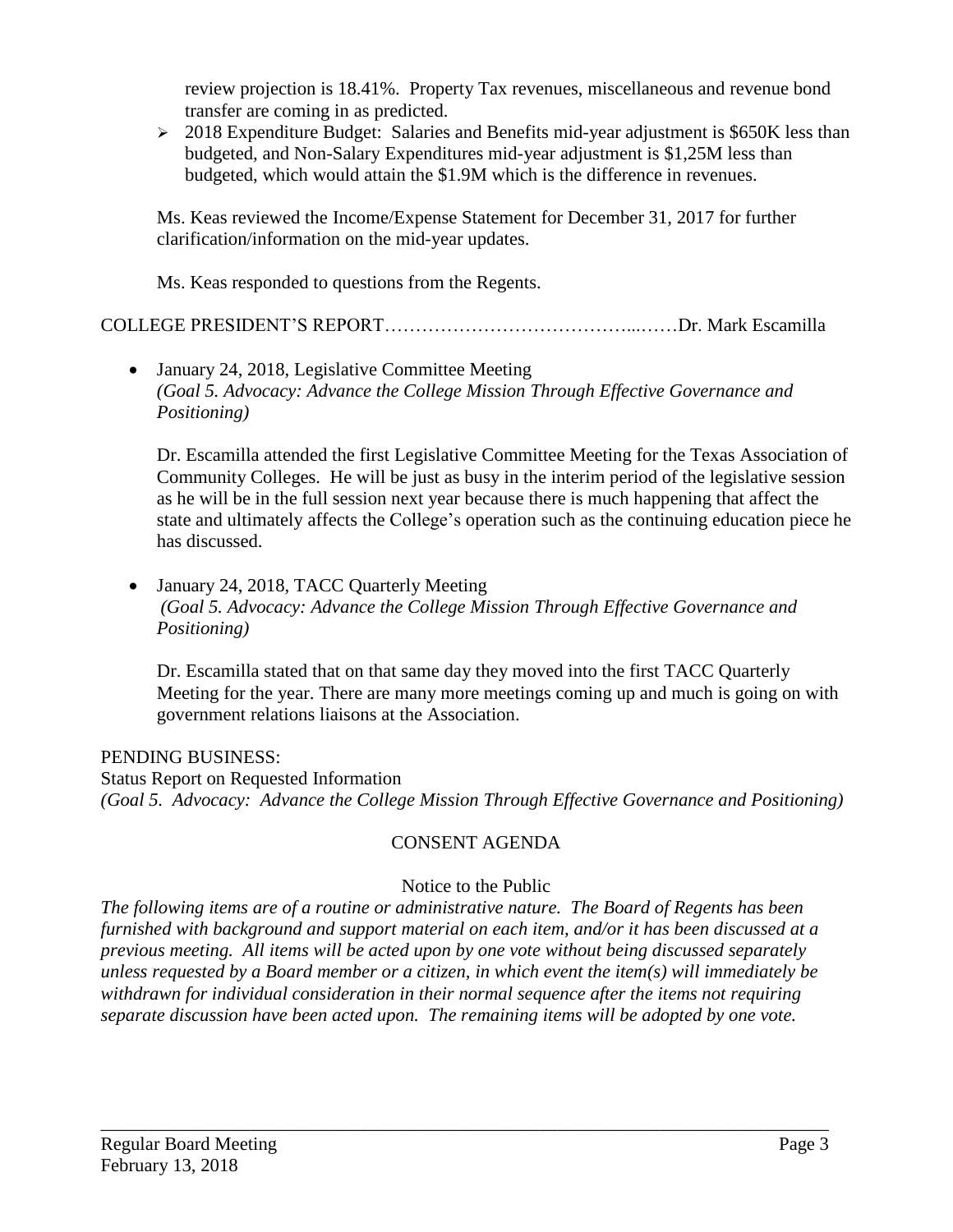review projection is 18.41%. Property Tax revenues, miscellaneous and revenue bond transfer are coming in as predicted.

- 2018 Expenditure Budget: Salaries and Benefits mid-year adjustment is $650K less than budgeted, and Non-Salary Expenditures mid-year adjustment is $1,25M less than budgeted, which would attain the $1.9M which is the difference in revenues.

Ms. Keas reviewed the Income/Expense Statement for December 31, 2017 for further clarification/information on the mid-year updates.

Ms. Keas responded to questions from the Regents.

COLLEGE PRESIDENT'S REPORT…………………………………...……Dr. Mark Escamilla

- January 24, 2018, Legislative Committee Meeting
  *(Goal 5. Advocacy: Advance the College Mission Through Effective Governance and Positioning)*

  Dr. Escamilla attended the first Legislative Committee Meeting for the Texas Association of Community Colleges. He will be just as busy in the interim period of the legislative session as he will be in the full session next year because there is much happening that affect the state and ultimately affects the College's operation such as the continuing education piece he has discussed.

- January 24, 2018, TACC Quarterly Meeting
  *(Goal 5. Advocacy: Advance the College Mission Through Effective Governance and Positioning)*

  Dr. Escamilla stated that on that same day they moved into the first TACC Quarterly Meeting for the year. There are many more meetings coming up and much is going on with government relations liaisons at the Association.

PENDING BUSINESS:
Status Report on Requested Information
*(Goal 5. Advocacy: Advance the College Mission Through Effective Governance and Positioning)*

## CONSENT AGENDA

Notice to the Public

*The following items are of a routine or administrative nature. The Board of Regents has been furnished with background and support material on each item, and/or it has been discussed at a previous meeting. All items will be acted upon by one vote without being discussed separately unless requested by a Board member or a citizen, in which event the item(s) will immediately be withdrawn for individual consideration in their normal sequence after the items not requiring separate discussion have been acted upon. The remaining items will be adopted by one vote.*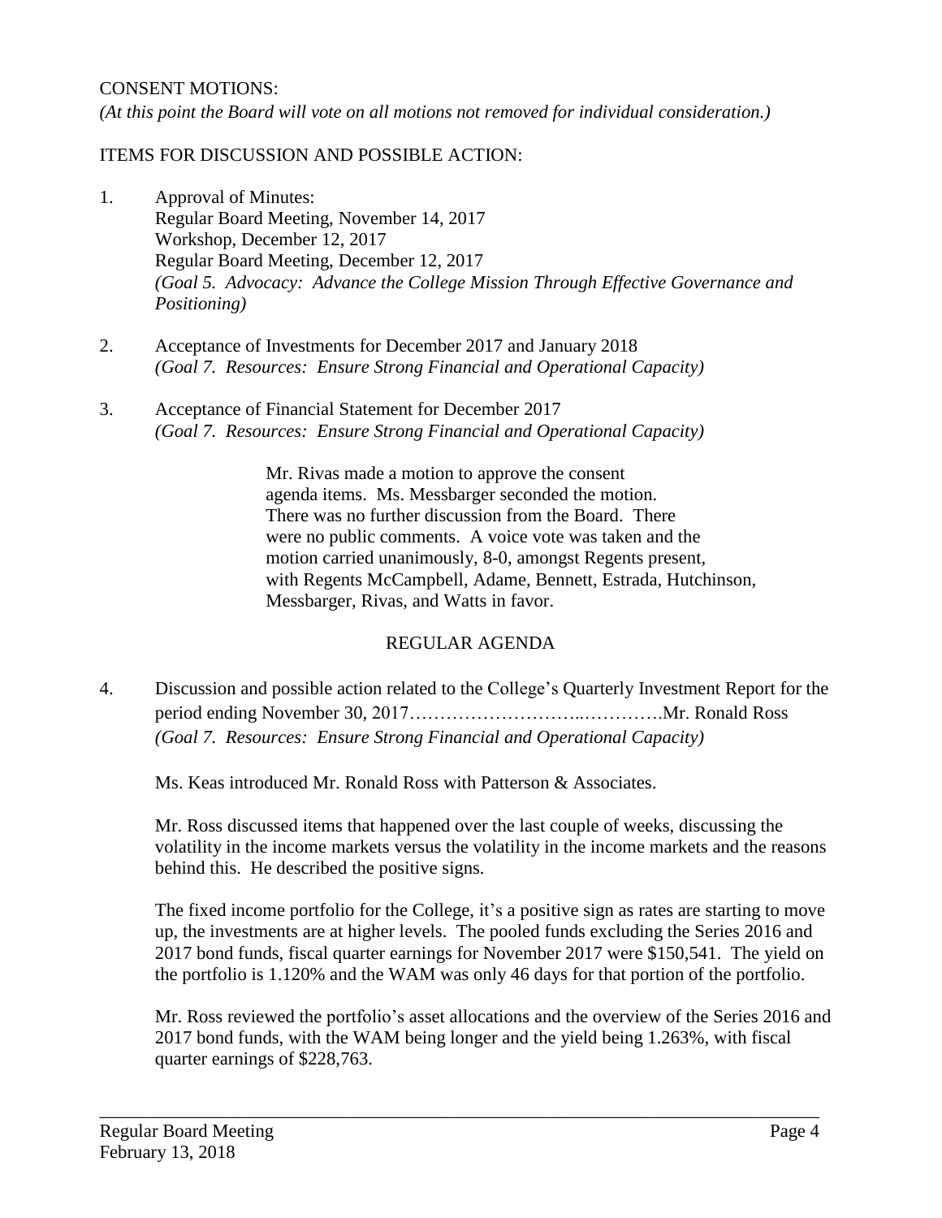CONSENT MOTIONS:
*(At this point the Board will vote on all motions not removed for individual consideration.)*

ITEMS FOR DISCUSSION AND POSSIBLE ACTION:

1. Approval of Minutes:
   Regular Board Meeting, November 14, 2017
   Workshop, December 12, 2017
   Regular Board Meeting, December 12, 2017
   *(Goal 5. Advocacy: Advance the College Mission Through Effective Governance and Positioning)*

2. Acceptance of Investments for December 2017 and January 2018
   *(Goal 7. Resources: Ensure Strong Financial and Operational Capacity)*

3. Acceptance of Financial Statement for December 2017
   *(Goal 7. Resources: Ensure Strong Financial and Operational Capacity)*

> Mr. Rivas made a motion to approve the consent agenda items. Ms. Messbarger seconded the motion. There was no further discussion from the Board. There were no public comments. A voice vote was taken and the motion carried unanimously, 8-0, amongst Regents present, with Regents McCampbell, Adame, Bennett, Estrada, Hutchinson, Messbarger, Rivas, and Watts in favor.

## REGULAR AGENDA

4. Discussion and possible action related to the College's Quarterly Investment Report for the period ending November 30, 2017………………………..………….Mr. Ronald Ross
   *(Goal 7. Resources: Ensure Strong Financial and Operational Capacity)*

   Ms. Keas introduced Mr. Ronald Ross with Patterson & Associates.

   Mr. Ross discussed items that happened over the last couple of weeks, discussing the volatility in the income markets versus the volatility in the income markets and the reasons behind this. He described the positive signs.

   The fixed income portfolio for the College, it's a positive sign as rates are starting to move up, the investments are at higher levels. The pooled funds excluding the Series 2016 and 2017 bond funds, fiscal quarter earnings for November 2017 were $150,541. The yield on the portfolio is 1.120% and the WAM was only 46 days for that portion of the portfolio.

   Mr. Ross reviewed the portfolio's asset allocations and the overview of the Series 2016 and 2017 bond funds, with the WAM being longer and the yield being 1.263%, with fiscal quarter earnings of $228,763.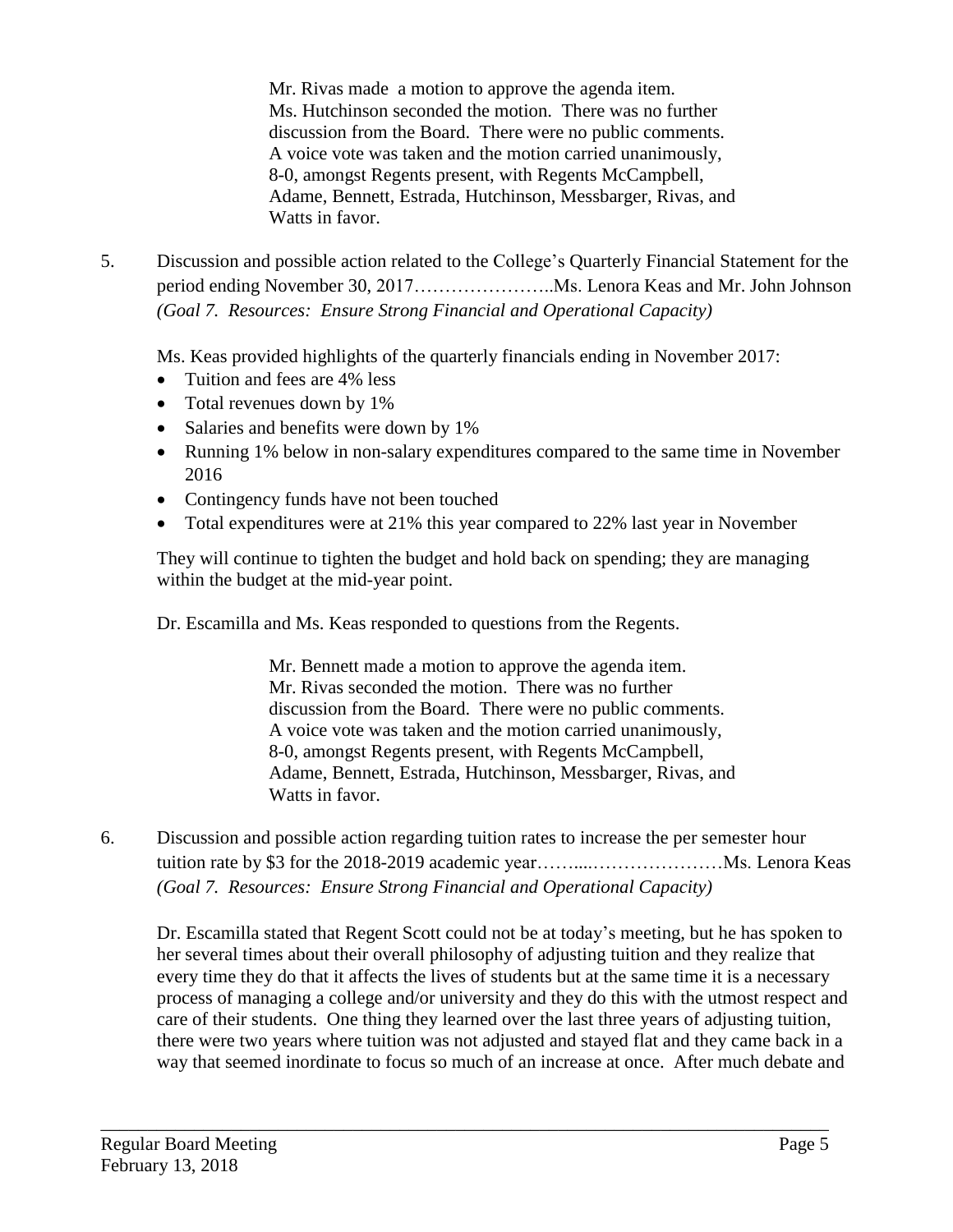Mr. Rivas made a motion to approve the agenda item. Ms. Hutchinson seconded the motion. There was no further discussion from the Board. There were no public comments. A voice vote was taken and the motion carried unanimously, 8-0, amongst Regents present, with Regents McCampbell, Adame, Bennett, Estrada, Hutchinson, Messbarger, Rivas, and Watts in favor.

5. Discussion and possible action related to the College's Quarterly Financial Statement for the period ending November 30, 2017…………………..Ms. Lenora Keas and Mr. John Johnson *(Goal 7. Resources: Ensure Strong Financial and Operational Capacity)*

   Ms. Keas provided highlights of the quarterly financials ending in November 2017:
   - Tuition and fees are 4% less
   - Total revenues down by 1%
   - Salaries and benefits were down by 1%
   - Running 1% below in non-salary expenditures compared to the same time in November 2016
   - Contingency funds have not been touched
   - Total expenditures were at 21% this year compared to 22% last year in November

   They will continue to tighten the budget and hold back on spending; they are managing within the budget at the mid-year point.

   Dr. Escamilla and Ms. Keas responded to questions from the Regents.

   Mr. Bennett made a motion to approve the agenda item. Mr. Rivas seconded the motion. There was no further discussion from the Board. There were no public comments. A voice vote was taken and the motion carried unanimously, 8-0, amongst Regents present, with Regents McCampbell, Adame, Bennett, Estrada, Hutchinson, Messbarger, Rivas, and Watts in favor.

6. Discussion and possible action regarding tuition rates to increase the per semester hour tuition rate by $3 for the 2018-2019 academic year……....…………………Ms. Lenora Keas *(Goal 7. Resources: Ensure Strong Financial and Operational Capacity)*

   Dr. Escamilla stated that Regent Scott could not be at today's meeting, but he has spoken to her several times about their overall philosophy of adjusting tuition and they realize that every time they do that it affects the lives of students but at the same time it is a necessary process of managing a college and/or university and they do this with the utmost respect and care of their students. One thing they learned over the last three years of adjusting tuition, there were two years where tuition was not adjusted and stayed flat and they came back in a way that seemed inordinate to focus so much of an increase at once. After much debate and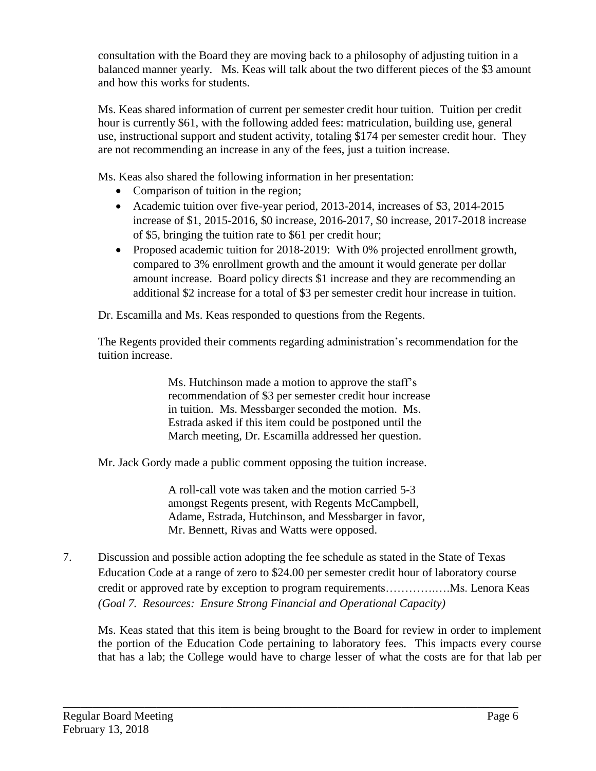consultation with the Board they are moving back to a philosophy of adjusting tuition in a balanced manner yearly. Ms. Keas will talk about the two different pieces of the $3 amount and how this works for students.

Ms. Keas shared information of current per semester credit hour tuition. Tuition per credit hour is currently $61, with the following added fees: matriculation, building use, general use, instructional support and student activity, totaling $174 per semester credit hour. They are not recommending an increase in any of the fees, just a tuition increase.

Ms. Keas also shared the following information in her presentation:

- Comparison of tuition in the region;
- Academic tuition over five-year period, 2013-2014, increases of $3, 2014-2015 increase of $1, 2015-2016, $0 increase, 2016-2017, $0 increase, 2017-2018 increase of $5, bringing the tuition rate to $61 per credit hour;
- Proposed academic tuition for 2018-2019: With 0% projected enrollment growth, compared to 3% enrollment growth and the amount it would generate per dollar amount increase. Board policy directs $1 increase and they are recommending an additional $2 increase for a total of $3 per semester credit hour increase in tuition.

Dr. Escamilla and Ms. Keas responded to questions from the Regents.

The Regents provided their comments regarding administration's recommendation for the tuition increase.

> Ms. Hutchinson made a motion to approve the staff's recommendation of $3 per semester credit hour increase in tuition. Ms. Messbarger seconded the motion. Ms. Estrada asked if this item could be postponed until the March meeting, Dr. Escamilla addressed her question.

Mr. Jack Gordy made a public comment opposing the tuition increase.

> A roll-call vote was taken and the motion carried 5-3 amongst Regents present, with Regents McCampbell, Adame, Estrada, Hutchinson, and Messbarger in favor, Mr. Bennett, Rivas and Watts were opposed.

7. Discussion and possible action adopting the fee schedule as stated in the State of Texas Education Code at a range of zero to $24.00 per semester credit hour of laboratory course credit or approved rate by exception to program requirements…………..….Ms. Lenora Keas
*(Goal 7. Resources: Ensure Strong Financial and Operational Capacity)*

Ms. Keas stated that this item is being brought to the Board for review in order to implement the portion of the Education Code pertaining to laboratory fees. This impacts every course that has a lab; the College would have to charge lesser of what the costs are for that lab per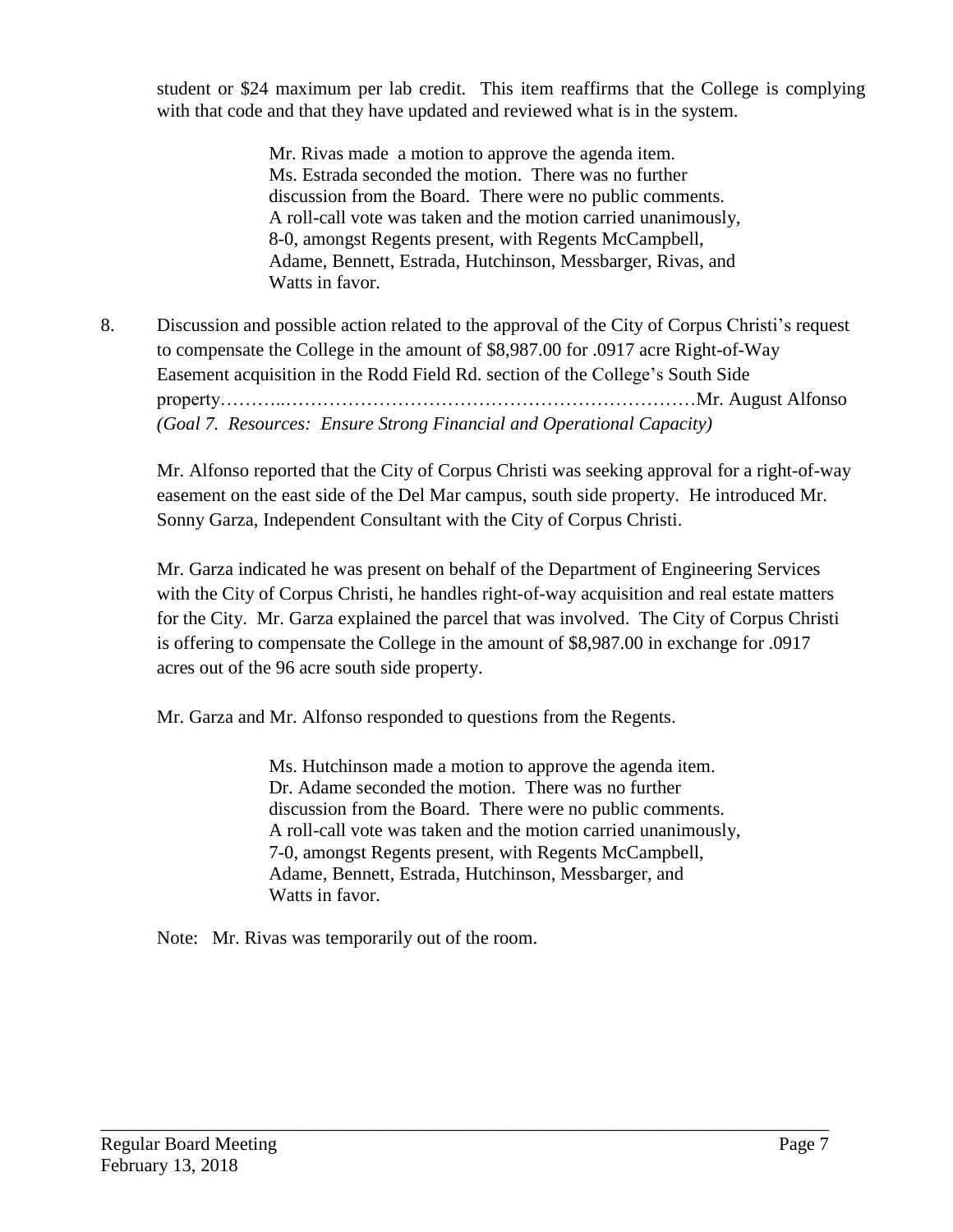student or $24 maximum per lab credit. This item reaffirms that the College is complying with that code and that they have updated and reviewed what is in the system.

> Mr. Rivas made a motion to approve the agenda item. Ms. Estrada seconded the motion. There was no further discussion from the Board. There were no public comments. A roll-call vote was taken and the motion carried unanimously, 8-0, amongst Regents present, with Regents McCampbell, Adame, Bennett, Estrada, Hutchinson, Messbarger, Rivas, and Watts in favor.

8. Discussion and possible action related to the approval of the City of Corpus Christi's request to compensate the College in the amount of $8,987.00 for .0917 acre Right-of-Way Easement acquisition in the Rodd Field Rd. section of the College's South Side property……….…………………………………………………………Mr. August Alfonso
*(Goal 7. Resources: Ensure Strong Financial and Operational Capacity)*

Mr. Alfonso reported that the City of Corpus Christi was seeking approval for a right-of-way easement on the east side of the Del Mar campus, south side property. He introduced Mr. Sonny Garza, Independent Consultant with the City of Corpus Christi.

Mr. Garza indicated he was present on behalf of the Department of Engineering Services with the City of Corpus Christi, he handles right-of-way acquisition and real estate matters for the City. Mr. Garza explained the parcel that was involved. The City of Corpus Christi is offering to compensate the College in the amount of $8,987.00 in exchange for .0917 acres out of the 96 acre south side property.

Mr. Garza and Mr. Alfonso responded to questions from the Regents.

> Ms. Hutchinson made a motion to approve the agenda item. Dr. Adame seconded the motion. There was no further discussion from the Board. There were no public comments. A roll-call vote was taken and the motion carried unanimously, 7-0, amongst Regents present, with Regents McCampbell, Adame, Bennett, Estrada, Hutchinson, Messbarger, and Watts in favor.

Note: Mr. Rivas was temporarily out of the room.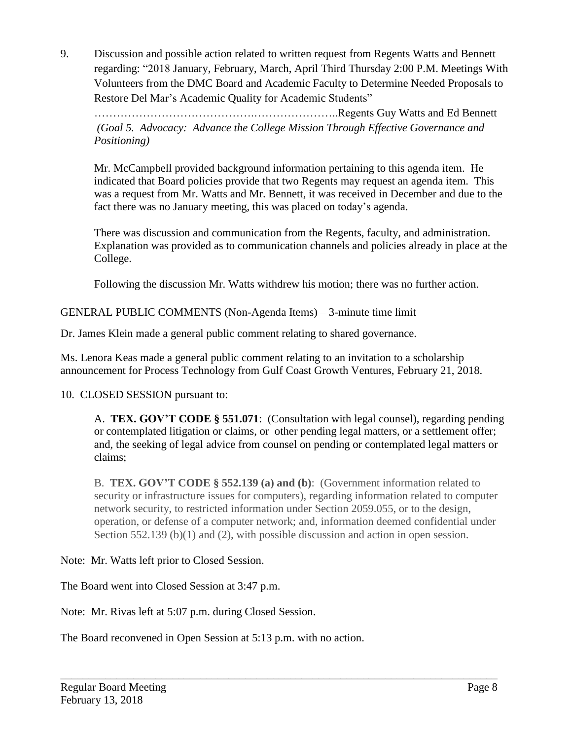9. Discussion and possible action related to written request from Regents Watts and Bennett regarding: "2018 January, February, March, April Third Thursday 2:00 P.M. Meetings With Volunteers from the DMC Board and Academic Faculty to Determine Needed Proposals to Restore Del Mar's Academic Quality for Academic Students"

   ……………………………………..…………………..Regents Guy Watts and Ed Bennett
   *(Goal 5. Advocacy: Advance the College Mission Through Effective Governance and Positioning)*

   Mr. McCampbell provided background information pertaining to this agenda item. He indicated that Board policies provide that two Regents may request an agenda item. This was a request from Mr. Watts and Mr. Bennett, it was received in December and due to the fact there was no January meeting, this was placed on today's agenda.

   There was discussion and communication from the Regents, faculty, and administration. Explanation was provided as to communication channels and policies already in place at the College.

   Following the discussion Mr. Watts withdrew his motion; there was no further action.

GENERAL PUBLIC COMMENTS (Non-Agenda Items) – 3-minute time limit

Dr. James Klein made a general public comment relating to shared governance.

Ms. Lenora Keas made a general public comment relating to an invitation to a scholarship announcement for Process Technology from Gulf Coast Growth Ventures, February 21, 2018.

10. CLOSED SESSION pursuant to:

    A. **TEX. GOV'T CODE § 551.071**: (Consultation with legal counsel), regarding pending or contemplated litigation or claims, or other pending legal matters, or a settlement offer; and, the seeking of legal advice from counsel on pending or contemplated legal matters or claims;

    B. **TEX. GOV'T CODE § 552.139 (a) and (b)**: (Government information related to security or infrastructure issues for computers), regarding information related to computer network security, to restricted information under Section 2059.055, or to the design, operation, or defense of a computer network; and, information deemed confidential under Section 552.139 (b)(1) and (2), with possible discussion and action in open session.

Note: Mr. Watts left prior to Closed Session.

The Board went into Closed Session at 3:47 p.m.

Note: Mr. Rivas left at 5:07 p.m. during Closed Session.

The Board reconvened in Open Session at 5:13 p.m. with no action.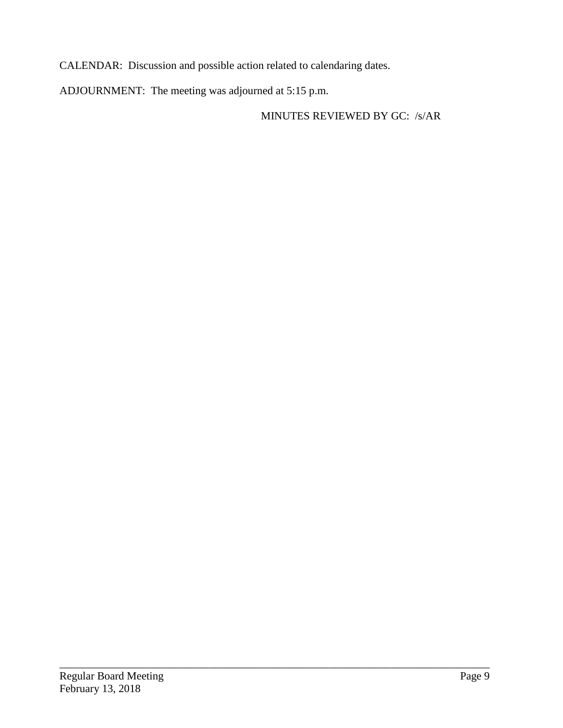CALENDAR: Discussion and possible action related to calendaring dates.

ADJOURNMENT: The meeting was adjourned at 5:15 p.m.

MINUTES REVIEWED BY GC: /s/AR